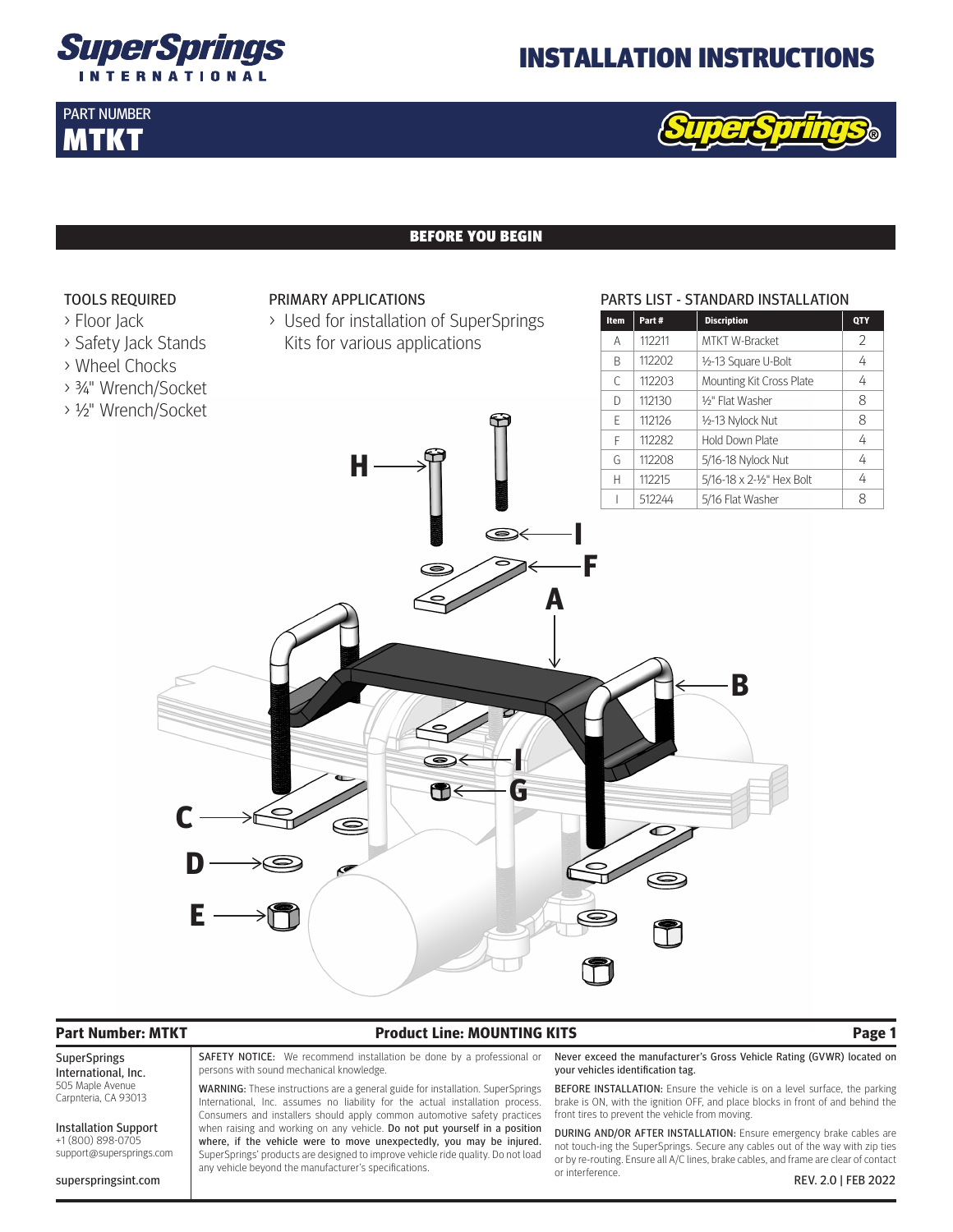# INSTALLATION INSTRUCTIONS

PART NUMBER
**MTKT**

## BEFORE YOU BEGIN

### TOOLS REQUIRED

- › Floor Jack
- › Safety Jack Stands
- › Wheel Chocks
- › ¾" Wrench/Socket
- › ½" Wrench/Socket

### PRIMARY APPLICATIONS

- › Used for installation of SuperSprings Kits for various applications

### PARTS LIST - STANDARD INSTALLATION

| Item | Part # | Discription | QTY |
|---|---|---|---|
| A | 112211 | MTKT W-Bracket | 2 |
| B | 112202 | ½-13 Square U-Bolt | 4 |
| C | 112203 | Mounting Kit Cross Plate | 4 |
| D | 112130 | ½" Flat Washer | 8 |
| E | 112126 | ½-13 Nylock Nut | 8 |
| F | 112282 | Hold Down Plate | 4 |
| G | 112208 | 5/16-18 Nylock Nut | 4 |
| H | 112215 | 5/16-18 x 2-½" Hex Bolt | 4 |
| I | 512244 | 5/16 Flat Washer | 8 |

**Part Number: MTKT** | **Product Line: MOUNTING KITS**

SuperSprings International, Inc.
505 Maple Avenue
Carpnteria, CA 93013

Installation Support
+1 (800) 898-0705
support@supersprings.com

superspringsint.com

SAFETY NOTICE: We recommend installation be done by a professional or persons with sound mechanical knowledge.

WARNING: These instructions are a general guide for installation. SuperSprings International, Inc. assumes no liability for the actual installation process. Consumers and installers should apply common automotive safety practices when raising and working on any vehicle. Do not put yourself in a position where, if the vehicle were to move unexpectedly, you may be injured. SuperSprings' products are designed to improve vehicle ride quality. Do not load any vehicle beyond the manufacturer's specifications.

Never exceed the manufacturer's Gross Vehicle Rating (GVWR) located on your vehicles identification tag.

BEFORE INSTALLATION: Ensure the vehicle is on a level surface, the parking brake is ON, with the ignition OFF, and place blocks in front of and behind the front tires to prevent the vehicle from moving.

DURING AND/OR AFTER INSTALLATION: Ensure emergency brake cables are not touch-ing the SuperSprings. Secure any cables out of the way with zip ties or by re-routing. Ensure all A/C lines, brake cables, and frame are clear of contact or interference.

REV. 2.0 | FEB 2022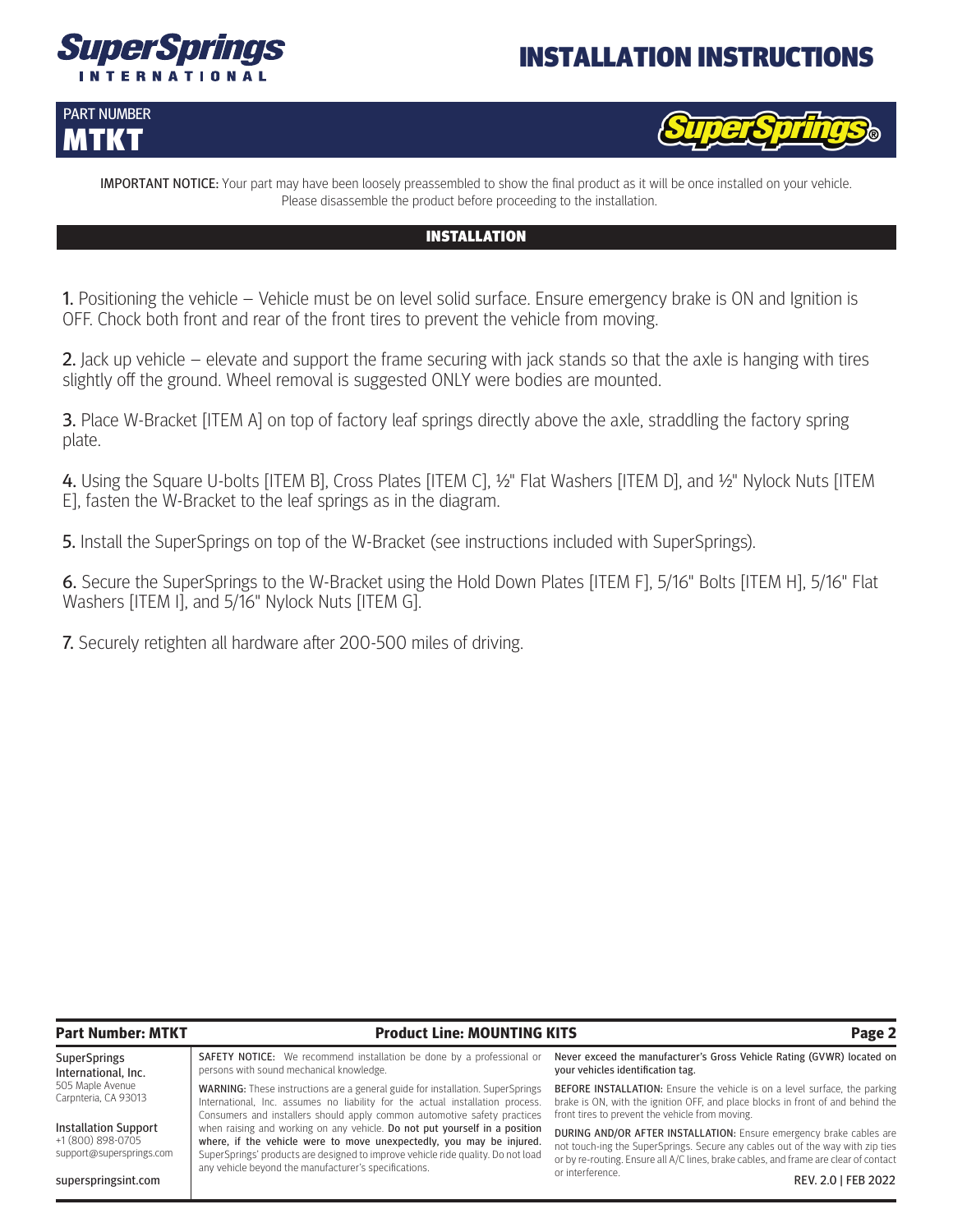# INSTALLATION INSTRUCTIONS

PART NUMBER
**MTKT**

**IMPORTANT NOTICE:** Your part may have been loosely preassembled to show the final product as it will be once installed on your vehicle. Please disassemble the product before proceeding to the installation.

## INSTALLATION

**1.** Positioning the vehicle – Vehicle must be on level solid surface. Ensure emergency brake is ON and Ignition is OFF. Chock both front and rear of the front tires to prevent the vehicle from moving.

**2.** Jack up vehicle – elevate and support the frame securing with jack stands so that the axle is hanging with tires slightly off the ground. Wheel removal is suggested ONLY were bodies are mounted.

**3.** Place W-Bracket [ITEM A] on top of factory leaf springs directly above the axle, straddling the factory spring plate.

**4.** Using the Square U-bolts [ITEM B], Cross Plates [ITEM C], ½" Flat Washers [ITEM D], and ½" Nylock Nuts [ITEM E], fasten the W-Bracket to the leaf springs as in the diagram.

**5.** Install the SuperSprings on top of the W-Bracket (see instructions included with SuperSprings).

**6.** Secure the SuperSprings to the W-Bracket using the Hold Down Plates [ITEM F], 5/16" Bolts [ITEM H], 5/16" Flat Washers [ITEM I], and 5/16" Nylock Nuts [ITEM G].

**7.** Securely retighten all hardware after 200-500 miles of driving.

**Part Number: MTKT** | **Product Line: MOUNTING KITS**

SuperSprings International, Inc.
505 Maple Avenue
Carpnteria, CA 93013

Installation Support
+1 (800) 898-0705
support@supersprings.com

superspringsint.com

**SAFETY NOTICE:** We recommend installation be done by a professional or persons with sound mechanical knowledge.

**WARNING:** These instructions are a general guide for installation. SuperSprings International, Inc. assumes no liability for the actual installation process. Consumers and installers should apply common automotive safety practices when raising and working on any vehicle. **Do not put yourself in a position where, if the vehicle were to move unexpectedly, you may be injured.** SuperSprings' products are designed to improve vehicle ride quality. Do not load any vehicle beyond the manufacturer's specifications.

**Never exceed the manufacturer's Gross Vehicle Rating (GVWR) located on your vehicles identification tag.**

**BEFORE INSTALLATION:** Ensure the vehicle is on a level surface, the parking brake is ON, with the ignition OFF, and place blocks in front of and behind the front tires to prevent the vehicle from moving.

**DURING AND/OR AFTER INSTALLATION:** Ensure emergency brake cables are not touch-ing the SuperSprings. Secure any cables out of the way with zip ties or by re-routing. Ensure all A/C lines, brake cables, and frame are clear of contact or interference.

REV. 2.0 | FEB 2022